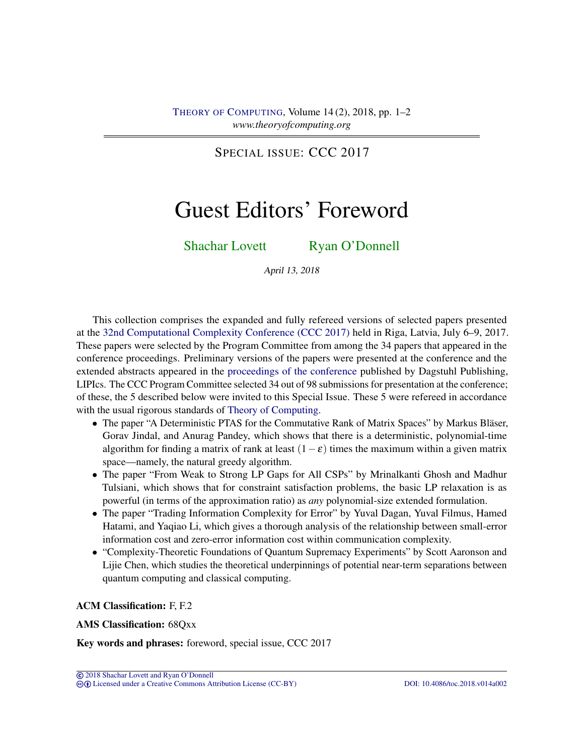SPECIAL ISSUE: CCC 2017

# Guest Editors' Foreword

Shachar Lovett Ryan O'Donnell

*April 13, 2018*

This collection comprises the expanded and fully refereed versions of selected papers presented at the 32nd Computational Complexity Conference (CCC 2017) held in Riga, Latvia, July 6–9, 2017. These papers were selected by the Program Committee from among the 34 papers that appeared in the conference proceedings. Preliminary versions of the papers were presented at the conference and the extended abstracts appeared in the proceedings of the conference published by Dagstuhl Publishing, LIPIcs. The CCC Program Committee selected 34 out of 98 submissions for presentation at the conference; of these, the 5 described below were invited to this Special Issue. These 5 were refereed in accordance with the usual rigorous standards of Theory of Computing.

- The paper "A Deterministic PTAS for the Commutative Rank of Matrix Spaces" by Markus Bläser, Gorav Jindal, and Anurag Pandey, which shows that there is a deterministic, polynomial-time algorithm for finding a matrix of rank at least $(1-\varepsilon)$ times the maximum within a given matrix space—namely, the natural greedy algorithm.
- The paper "From Weak to Strong LP Gaps for All CSPs" by Mrinalkanti Ghosh and Madhur Tulsiani, which shows that for constraint satisfaction problems, the basic LP relaxation is as powerful (in terms of the approximation ratio) as *any* polynomial-size extended formulation.
- The paper "Trading Information Complexity for Error" by Yuval Dagan, Yuval Filmus, Hamed Hatami, and Yaqiao Li, which gives a thorough analysis of the relationship between small-error information cost and zero-error information cost within communication complexity.
- "Complexity-Theoretic Foundations of Quantum Supremacy Experiments" by Scott Aaronson and Lijie Chen, which studies the theoretical underpinnings of potential near-term separations between quantum computing and classical computing.

**ACM Classification:** F, F.2

**AMS Classification:** 68Qxx

**Key words and phrases:** foreword, special issue, CCC 2017

© 2018 Shachar Lovett and Ryan O'Donnell
Licensed under a Creative Commons Attribution License (CC-BY) DOI: 10.4086/toc.2018.v014a002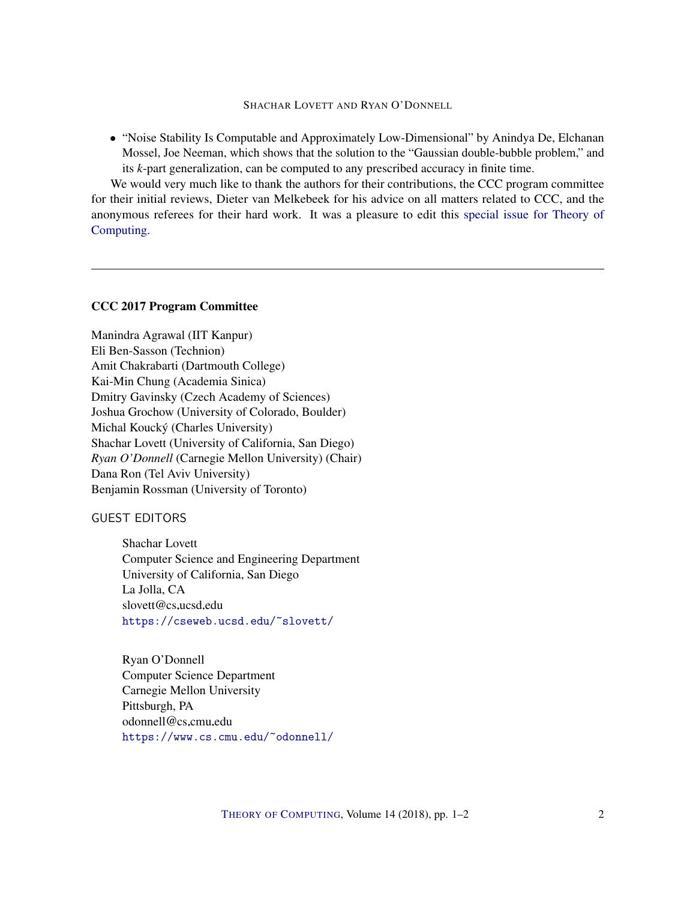- "Noise Stability Is Computable and Approximately Low-Dimensional" by Anindya De, Elchanan Mossel, Joe Neeman, which shows that the solution to the "Gaussian double-bubble problem," and its $k$-part generalization, can be computed to any prescribed accuracy in finite time.

We would very much like to thank the authors for their contributions, the CCC program committee for their initial reviews, Dieter van Melkebeek for his advice on all matters related to CCC, and the anonymous referees for their hard work. It was a pleasure to edit this special issue for Theory of Computing.

---

**CCC 2017 Program Committee**

Manindra Agrawal (IIT Kanpur)
Eli Ben-Sasson (Technion)
Amit Chakrabarti (Dartmouth College)
Kai-Min Chung (Academia Sinica)
Dmitry Gavinsky (Czech Academy of Sciences)
Joshua Grochow (University of Colorado, Boulder)
Michal Koucký (Charles University)
Shachar Lovett (University of California, San Diego)
*Ryan O'Donnell* (Carnegie Mellon University) (Chair)
Dana Ron (Tel Aviv University)
Benjamin Rossman (University of Toronto)

GUEST EDITORS

Shachar Lovett
Computer Science and Engineering Department
University of California, San Diego
La Jolla, CA
slovett@cs.ucsd.edu
https://cseweb.ucsd.edu/~slovett/

Ryan O'Donnell
Computer Science Department
Carnegie Mellon University
Pittsburgh, PA
odonnell@cs.cmu.edu
https://www.cs.cmu.edu/~odonnell/